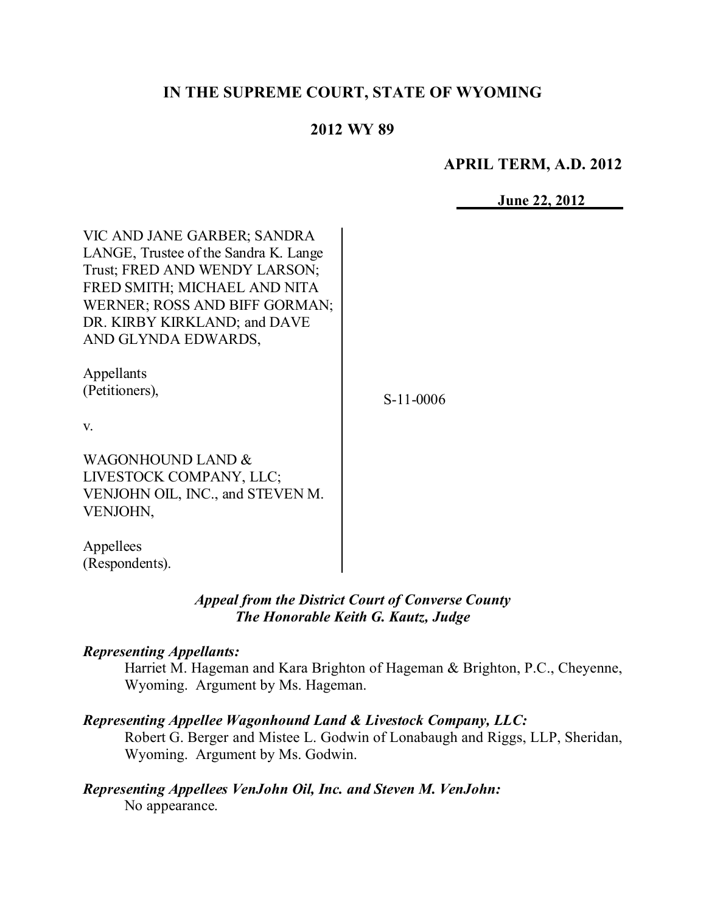# IN THE SUPREME COURT, STATE OF WYOMING

## 2012 WY 89

**APRIL TERM, A.D. 2012**

**June 22, 2012**

VIC AND JANE GARBER; SANDRA LANGE, Trustee of the Sandra K. Lange Trust; FRED AND WENDY LARSON; FRED SMITH; MICHAEL AND NITA WERNER; ROSS AND BIFF GORMAN; DR. KIRBY KIRKLAND; and DAVE AND GLYNDA EDWARDS,

Appellants
(Petitioners),

v.

WAGONHOUND LAND & LIVESTOCK COMPANY, LLC; VENJOHN OIL, INC., and STEVEN M. VENJOHN,

Appellees
(Respondents).

S-11-0006

***Appeal from the District Court of Converse County***
***The Honorable Keith G. Kautz, Judge***

***Representing Appellants:***

Harriet M. Hageman and Kara Brighton of Hageman & Brighton, P.C., Cheyenne, Wyoming. Argument by Ms. Hageman.

***Representing Appellee Wagonhound Land & Livestock Company, LLC:***

Robert G. Berger and Mistee L. Godwin of Lonabaugh and Riggs, LLP, Sheridan, Wyoming. Argument by Ms. Godwin.

***Representing Appellees VenJohn Oil, Inc. and Steven M. VenJohn:***

No appearance.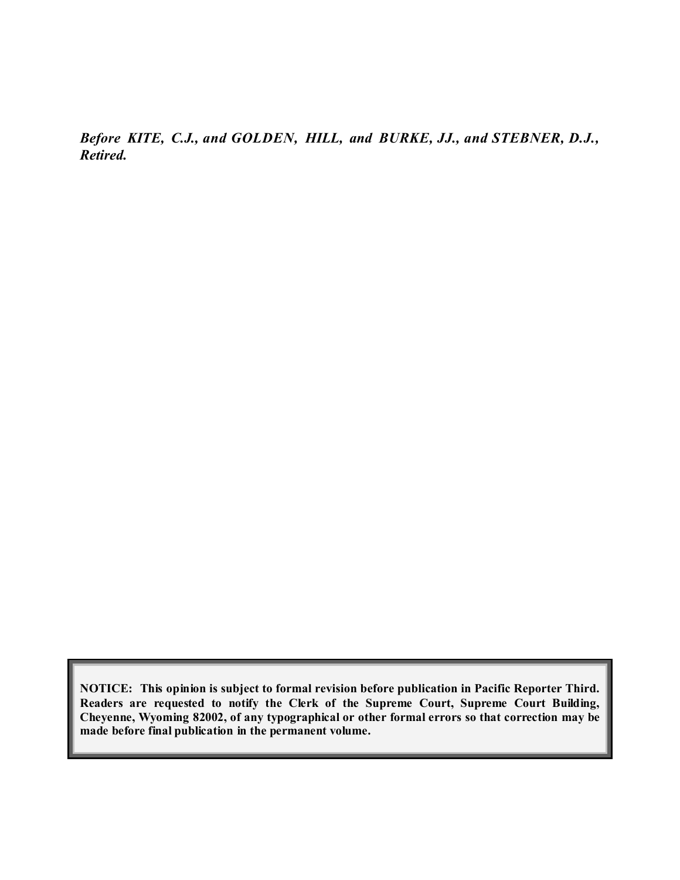***Before KITE, C.J., and GOLDEN, HILL, and BURKE, JJ., and STEBNER, D.J., Retired.***

**NOTICE: This opinion is subject to formal revision before publication in Pacific Reporter Third. Readers are requested to notify the Clerk of the Supreme Court, Supreme Court Building, Cheyenne, Wyoming 82002, of any typographical or other formal errors so that correction may be made before final publication in the permanent volume.**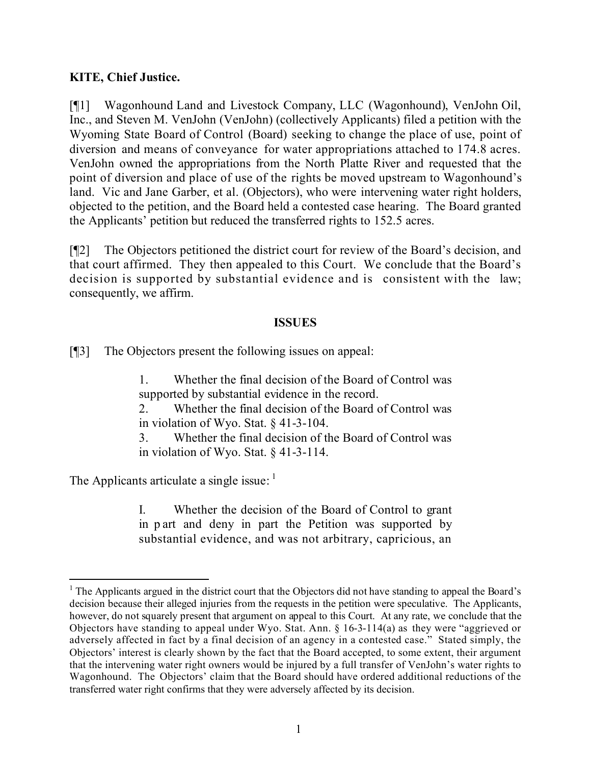**KITE, Chief Justice.**

[¶1] Wagonhound Land and Livestock Company, LLC (Wagonhound), VenJohn Oil, Inc., and Steven M. VenJohn (VenJohn) (collectively Applicants) filed a petition with the Wyoming State Board of Control (Board) seeking to change the place of use, point of diversion and means of conveyance for water appropriations attached to 174.8 acres. VenJohn owned the appropriations from the North Platte River and requested that the point of diversion and place of use of the rights be moved upstream to Wagonhound's land. Vic and Jane Garber, et al. (Objectors), who were intervening water right holders, objected to the petition, and the Board held a contested case hearing. The Board granted the Applicants' petition but reduced the transferred rights to 152.5 acres.

[¶2] The Objectors petitioned the district court for review of the Board's decision, and that court affirmed. They then appealed to this Court. We conclude that the Board's decision is supported by substantial evidence and is consistent with the law; consequently, we affirm.

## ISSUES

[¶3] The Objectors present the following issues on appeal:

> 1. Whether the final decision of the Board of Control was supported by substantial evidence in the record.
> 2. Whether the final decision of the Board of Control was in violation of Wyo. Stat. § 41-3-104.
> 3. Whether the final decision of the Board of Control was in violation of Wyo. Stat. § 41-3-114.

The Applicants articulate a single issue: [1]

> I. Whether the decision of the Board of Control to grant in part and deny in part the Petition was supported by substantial evidence, and was not arbitrary, capricious, an

---

[1] The Applicants argued in the district court that the Objectors did not have standing to appeal the Board's decision because their alleged injuries from the requests in the petition were speculative. The Applicants, however, do not squarely present that argument on appeal to this Court. At any rate, we conclude that the Objectors have standing to appeal under Wyo. Stat. Ann. § 16-3-114(a) as they were "aggrieved or adversely affected in fact by a final decision of an agency in a contested case." Stated simply, the Objectors' interest is clearly shown by the fact that the Board accepted, to some extent, their argument that the intervening water right owners would be injured by a full transfer of VenJohn's water rights to Wagonhound. The Objectors' claim that the Board should have ordered additional reductions of the transferred water right confirms that they were adversely affected by its decision.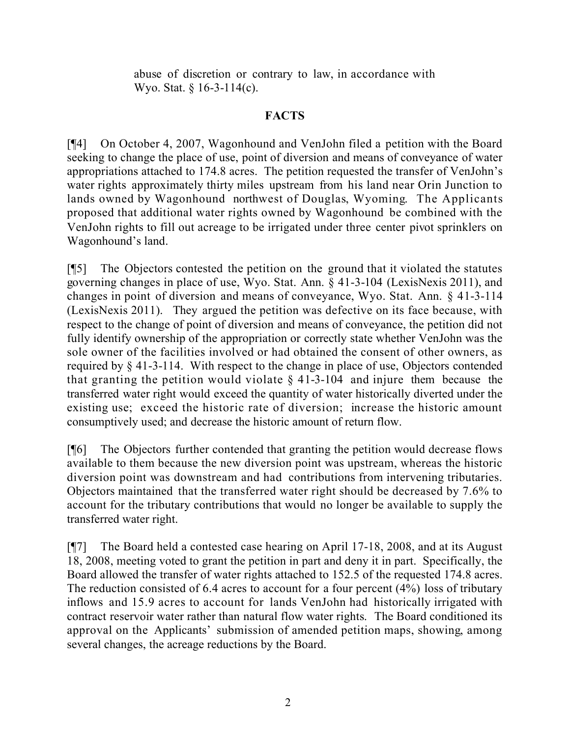abuse of discretion or contrary to law, in accordance with Wyo. Stat. § 16-3-114(c).

## FACTS

[¶4] On October 4, 2007, Wagonhound and VenJohn filed a petition with the Board seeking to change the place of use, point of diversion and means of conveyance of water appropriations attached to 174.8 acres. The petition requested the transfer of VenJohn's water rights approximately thirty miles upstream from his land near Orin Junction to lands owned by Wagonhound northwest of Douglas, Wyoming. The Applicants proposed that additional water rights owned by Wagonhound be combined with the VenJohn rights to fill out acreage to be irrigated under three center pivot sprinklers on Wagonhound's land.

[¶5] The Objectors contested the petition on the ground that it violated the statutes governing changes in place of use, Wyo. Stat. Ann. § 41-3-104 (LexisNexis 2011), and changes in point of diversion and means of conveyance, Wyo. Stat. Ann. § 41-3-114 (LexisNexis 2011). They argued the petition was defective on its face because, with respect to the change of point of diversion and means of conveyance, the petition did not fully identify ownership of the appropriation or correctly state whether VenJohn was the sole owner of the facilities involved or had obtained the consent of other owners, as required by § 41-3-114. With respect to the change in place of use, Objectors contended that granting the petition would violate § 41-3-104 and injure them because the transferred water right would exceed the quantity of water historically diverted under the existing use; exceed the historic rate of diversion; increase the historic amount consumptively used; and decrease the historic amount of return flow.

[¶6] The Objectors further contended that granting the petition would decrease flows available to them because the new diversion point was upstream, whereas the historic diversion point was downstream and had contributions from intervening tributaries. Objectors maintained that the transferred water right should be decreased by 7.6% to account for the tributary contributions that would no longer be available to supply the transferred water right.

[¶7] The Board held a contested case hearing on April 17-18, 2008, and at its August 18, 2008, meeting voted to grant the petition in part and deny it in part. Specifically, the Board allowed the transfer of water rights attached to 152.5 of the requested 174.8 acres. The reduction consisted of 6.4 acres to account for a four percent (4%) loss of tributary inflows and 15.9 acres to account for lands VenJohn had historically irrigated with contract reservoir water rather than natural flow water rights. The Board conditioned its approval on the Applicants' submission of amended petition maps, showing, among several changes, the acreage reductions by the Board.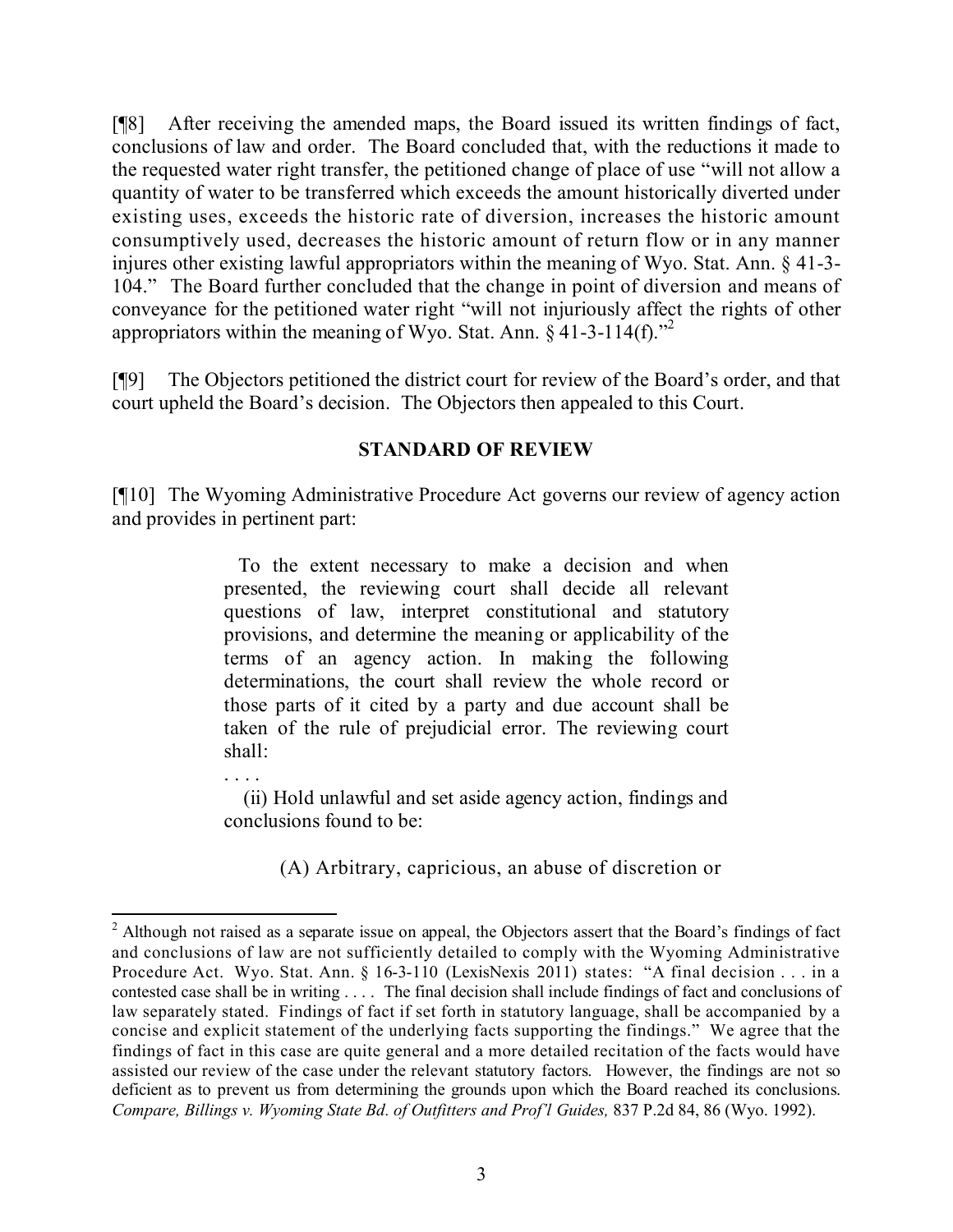[¶8] After receiving the amended maps, the Board issued its written findings of fact, conclusions of law and order. The Board concluded that, with the reductions it made to the requested water right transfer, the petitioned change of place of use "will not allow a quantity of water to be transferred which exceeds the amount historically diverted under existing uses, exceeds the historic rate of diversion, increases the historic amount consumptively used, decreases the historic amount of return flow or in any manner injures other existing lawful appropriators within the meaning of Wyo. Stat. Ann. § 41-3-104." The Board further concluded that the change in point of diversion and means of conveyance for the petitioned water right "will not injuriously affect the rights of other appropriators within the meaning of Wyo. Stat. Ann. § 41-3-114(f)."[2]

[¶9] The Objectors petitioned the district court for review of the Board's order, and that court upheld the Board's decision. The Objectors then appealed to this Court.

## STANDARD OF REVIEW

[¶10] The Wyoming Administrative Procedure Act governs our review of agency action and provides in pertinent part:

> To the extent necessary to make a decision and when presented, the reviewing court shall decide all relevant questions of law, interpret constitutional and statutory provisions, and determine the meaning or applicability of the terms of an agency action. In making the following determinations, the court shall review the whole record or those parts of it cited by a party and due account shall be taken of the rule of prejudicial error. The reviewing court shall:
>
> . . . .
>
> (ii) Hold unlawful and set aside agency action, findings and conclusions found to be:
>
> (A) Arbitrary, capricious, an abuse of discretion or

[2] Although not raised as a separate issue on appeal, the Objectors assert that the Board's findings of fact and conclusions of law are not sufficiently detailed to comply with the Wyoming Administrative Procedure Act. Wyo. Stat. Ann. § 16-3-110 (LexisNexis 2011) states: "A final decision . . . in a contested case shall be in writing . . . . The final decision shall include findings of fact and conclusions of law separately stated. Findings of fact if set forth in statutory language, shall be accompanied by a concise and explicit statement of the underlying facts supporting the findings." We agree that the findings of fact in this case are quite general and a more detailed recitation of the facts would have assisted our review of the case under the relevant statutory factors. However, the findings are not so deficient as to prevent us from determining the grounds upon which the Board reached its conclusions. *Compare, Billings v. Wyoming State Bd. of Outfitters and Prof'l Guides,* 837 P.2d 84, 86 (Wyo. 1992).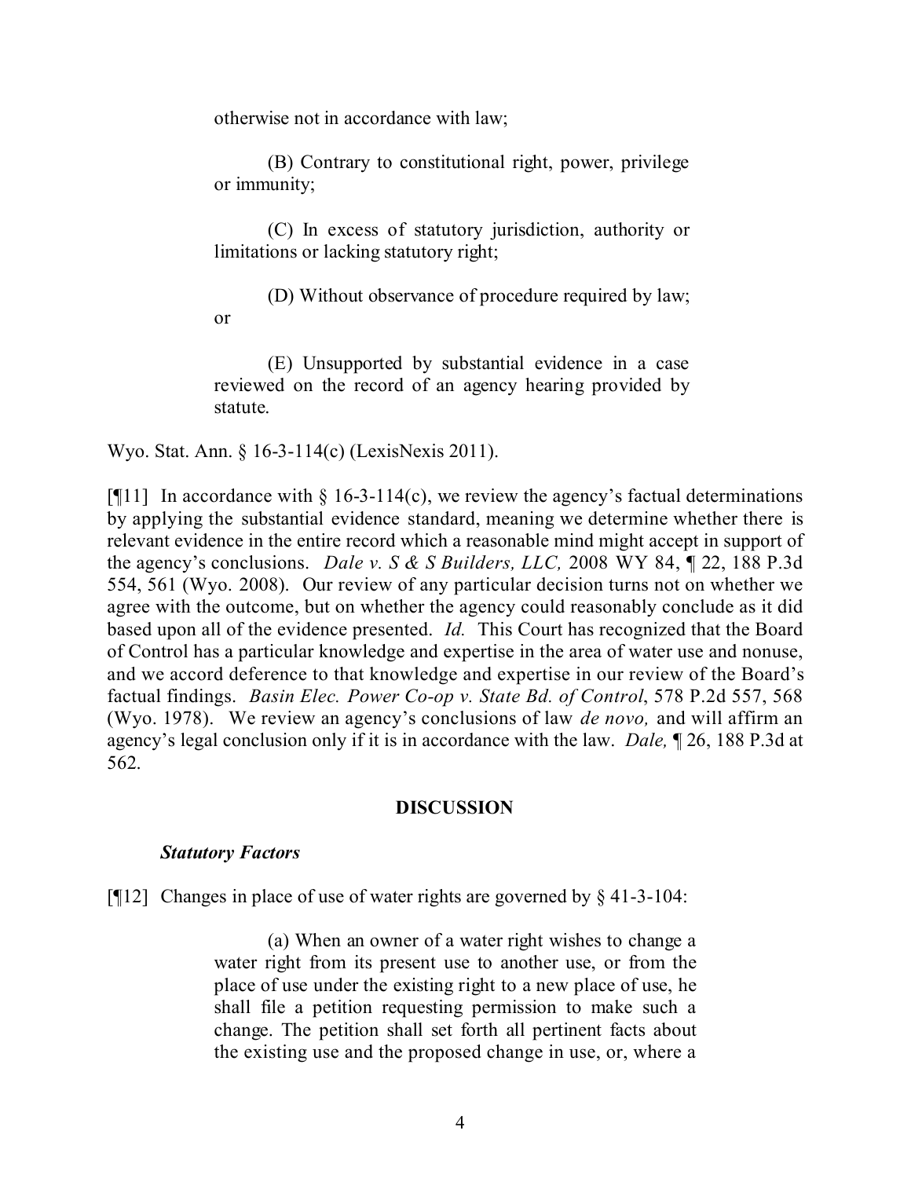otherwise not in accordance with law;

> (B) Contrary to constitutional right, power, privilege or immunity;
>
> (C) In excess of statutory jurisdiction, authority or limitations or lacking statutory right;
>
> (D) Without observance of procedure required by law; or
>
> (E) Unsupported by substantial evidence in a case reviewed on the record of an agency hearing provided by statute.

Wyo. Stat. Ann. § 16-3-114(c) (LexisNexis 2011).

[¶11] In accordance with § 16-3-114(c), we review the agency's factual determinations by applying the substantial evidence standard, meaning we determine whether there is relevant evidence in the entire record which a reasonable mind might accept in support of the agency's conclusions. *Dale v. S & S Builders, LLC,* 2008 WY 84, ¶ 22, 188 P.3d 554, 561 (Wyo. 2008). Our review of any particular decision turns not on whether we agree with the outcome, but on whether the agency could reasonably conclude as it did based upon all of the evidence presented. *Id.* This Court has recognized that the Board of Control has a particular knowledge and expertise in the area of water use and nonuse, and we accord deference to that knowledge and expertise in our review of the Board's factual findings. *Basin Elec. Power Co-op v. State Bd. of Control*, 578 P.2d 557, 568 (Wyo. 1978). We review an agency's conclusions of law *de novo,* and will affirm an agency's legal conclusion only if it is in accordance with the law. *Dale,* ¶ 26, 188 P.3d at 562.

## DISCUSSION

### *Statutory Factors*

[¶12] Changes in place of use of water rights are governed by § 41-3-104:

> (a) When an owner of a water right wishes to change a water right from its present use to another use, or from the place of use under the existing right to a new place of use, he shall file a petition requesting permission to make such a change. The petition shall set forth all pertinent facts about the existing use and the proposed change in use, or, where a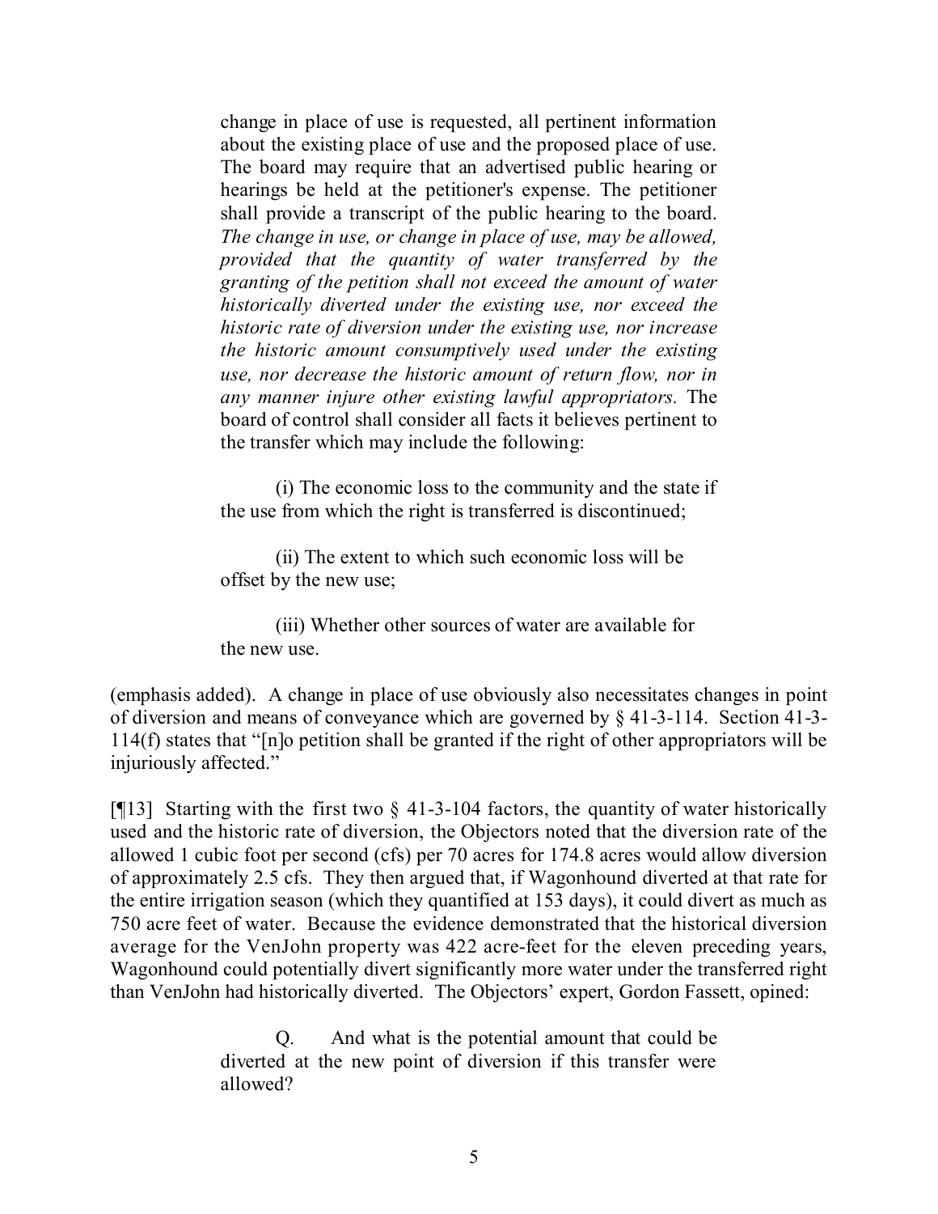change in place of use is requested, all pertinent information about the existing place of use and the proposed place of use. The board may require that an advertised public hearing or hearings be held at the petitioner's expense. The petitioner shall provide a transcript of the public hearing to the board. *The change in use, or change in place of use, may be allowed, provided that the quantity of water transferred by the granting of the petition shall not exceed the amount of water historically diverted under the existing use, nor exceed the historic rate of diversion under the existing use, nor increase the historic amount consumptively used under the existing use, nor decrease the historic amount of return flow, nor in any manner injure other existing lawful appropriators.* The board of control shall consider all facts it believes pertinent to the transfer which may include the following:

> (i) The economic loss to the community and the state if the use from which the right is transferred is discontinued;
>
> (ii) The extent to which such economic loss will be offset by the new use;
>
> (iii) Whether other sources of water are available for the new use.

(emphasis added). A change in place of use obviously also necessitates changes in point of diversion and means of conveyance which are governed by § 41-3-114. Section 41-3-114(f) states that "[n]o petition shall be granted if the right of other appropriators will be injuriously affected."

[¶13] Starting with the first two § 41-3-104 factors, the quantity of water historically used and the historic rate of diversion, the Objectors noted that the diversion rate of the allowed 1 cubic foot per second (cfs) per 70 acres for 174.8 acres would allow diversion of approximately 2.5 cfs. They then argued that, if Wagonhound diverted at that rate for the entire irrigation season (which they quantified at 153 days), it could divert as much as 750 acre feet of water. Because the evidence demonstrated that the historical diversion average for the VenJohn property was 422 acre-feet for the eleven preceding years, Wagonhound could potentially divert significantly more water under the transferred right than VenJohn had historically diverted. The Objectors' expert, Gordon Fassett, opined:

> Q. And what is the potential amount that could be diverted at the new point of diversion if this transfer were allowed?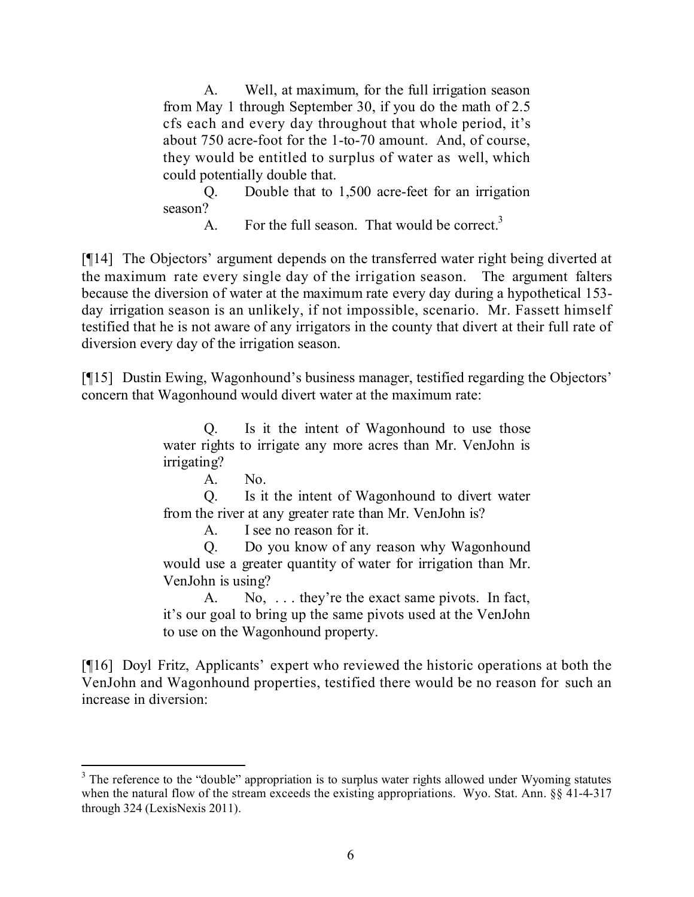> A. Well, at maximum, for the full irrigation season from May 1 through September 30, if you do the math of 2.5 cfs each and every day throughout that whole period, it's about 750 acre-foot for the 1-to-70 amount. And, of course, they would be entitled to surplus of water as well, which could potentially double that.
>
> Q. Double that to 1,500 acre-feet for an irrigation season?
>
> A. For the full season. That would be correct.[3]

[¶14] The Objectors' argument depends on the transferred water right being diverted at the maximum rate every single day of the irrigation season. The argument falters because the diversion of water at the maximum rate every day during a hypothetical 153-day irrigation season is an unlikely, if not impossible, scenario. Mr. Fassett himself testified that he is not aware of any irrigators in the county that divert at their full rate of diversion every day of the irrigation season.

[¶15] Dustin Ewing, Wagonhound's business manager, testified regarding the Objectors' concern that Wagonhound would divert water at the maximum rate:

> Q. Is it the intent of Wagonhound to use those water rights to irrigate any more acres than Mr. VenJohn is irrigating?
>
> A. No.
>
> Q. Is it the intent of Wagonhound to divert water from the river at any greater rate than Mr. VenJohn is?
>
> A. I see no reason for it.
>
> Q. Do you know of any reason why Wagonhound would use a greater quantity of water for irrigation than Mr. VenJohn is using?
>
> A. No, . . . they're the exact same pivots. In fact, it's our goal to bring up the same pivots used at the VenJohn to use on the Wagonhound property.

[¶16] Doyl Fritz, Applicants' expert who reviewed the historic operations at both the VenJohn and Wagonhound properties, testified there would be no reason for such an increase in diversion:

---

[3] The reference to the "double" appropriation is to surplus water rights allowed under Wyoming statutes when the natural flow of the stream exceeds the existing appropriations. Wyo. Stat. Ann. §§ 41-4-317 through 324 (LexisNexis 2011).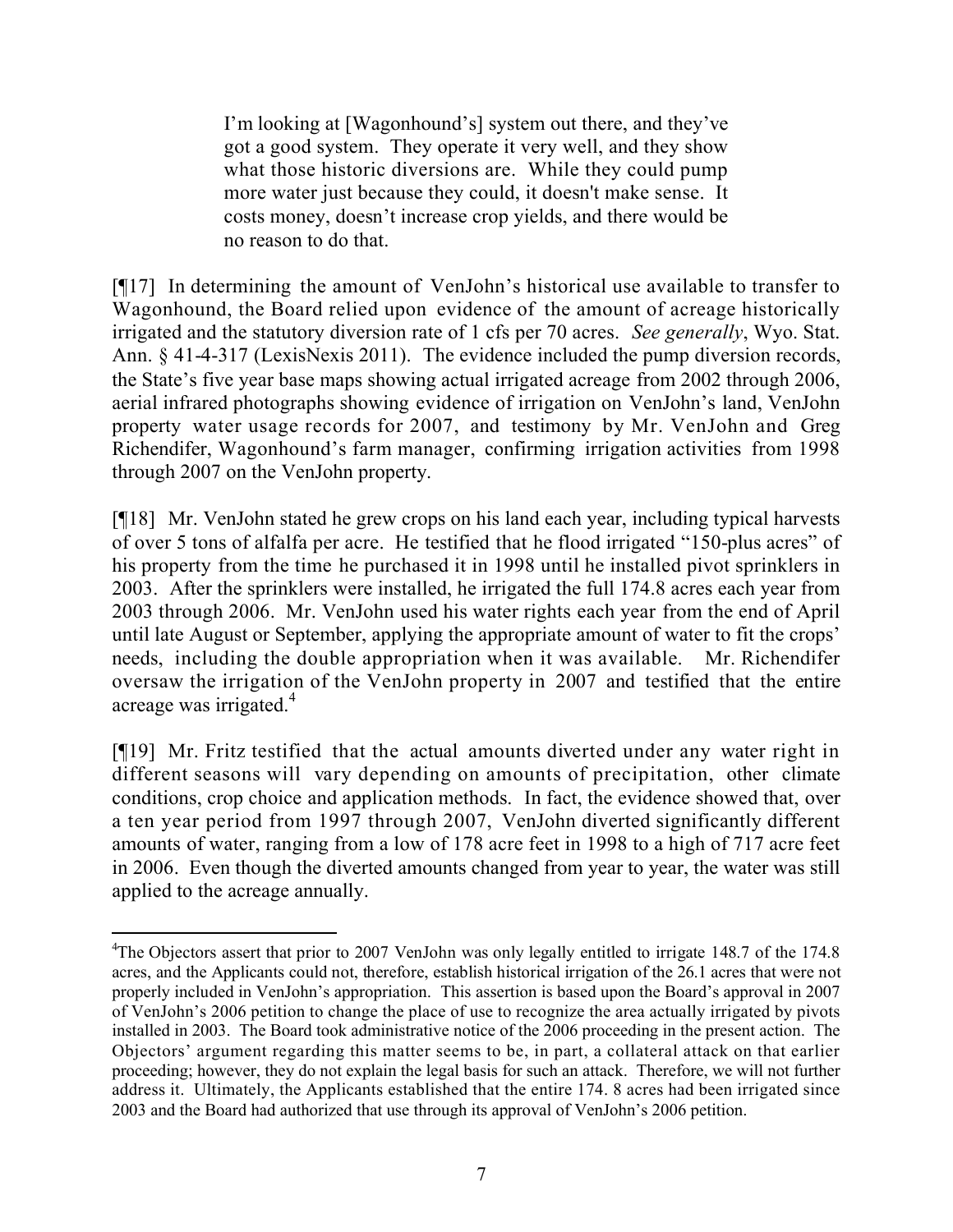> I'm looking at [Wagonhound's] system out there, and they've got a good system. They operate it very well, and they show what those historic diversions are. While they could pump more water just because they could, it doesn't make sense. It costs money, doesn't increase crop yields, and there would be no reason to do that.

[¶17] In determining the amount of VenJohn's historical use available to transfer to Wagonhound, the Board relied upon evidence of the amount of acreage historically irrigated and the statutory diversion rate of 1 cfs per 70 acres. *See generally*, Wyo. Stat. Ann. § 41-4-317 (LexisNexis 2011). The evidence included the pump diversion records, the State's five year base maps showing actual irrigated acreage from 2002 through 2006, aerial infrared photographs showing evidence of irrigation on VenJohn's land, VenJohn property water usage records for 2007, and testimony by Mr. VenJohn and Greg Richendifer, Wagonhound's farm manager, confirming irrigation activities from 1998 through 2007 on the VenJohn property.

[¶18] Mr. VenJohn stated he grew crops on his land each year, including typical harvests of over 5 tons of alfalfa per acre. He testified that he flood irrigated "150-plus acres" of his property from the time he purchased it in 1998 until he installed pivot sprinklers in 2003. After the sprinklers were installed, he irrigated the full 174.8 acres each year from 2003 through 2006. Mr. VenJohn used his water rights each year from the end of April until late August or September, applying the appropriate amount of water to fit the crops' needs, including the double appropriation when it was available. Mr. Richendifer oversaw the irrigation of the VenJohn property in 2007 and testified that the entire acreage was irrigated.[4]

[¶19] Mr. Fritz testified that the actual amounts diverted under any water right in different seasons will vary depending on amounts of precipitation, other climate conditions, crop choice and application methods. In fact, the evidence showed that, over a ten year period from 1997 through 2007, VenJohn diverted significantly different amounts of water, ranging from a low of 178 acre feet in 1998 to a high of 717 acre feet in 2006. Even though the diverted amounts changed from year to year, the water was still applied to the acreage annually.

---

[4]The Objectors assert that prior to 2007 VenJohn was only legally entitled to irrigate 148.7 of the 174.8 acres, and the Applicants could not, therefore, establish historical irrigation of the 26.1 acres that were not properly included in VenJohn's appropriation. This assertion is based upon the Board's approval in 2007 of VenJohn's 2006 petition to change the place of use to recognize the area actually irrigated by pivots installed in 2003. The Board took administrative notice of the 2006 proceeding in the present action. The Objectors' argument regarding this matter seems to be, in part, a collateral attack on that earlier proceeding; however, they do not explain the legal basis for such an attack. Therefore, we will not further address it. Ultimately, the Applicants established that the entire 174. 8 acres had been irrigated since 2003 and the Board had authorized that use through its approval of VenJohn's 2006 petition.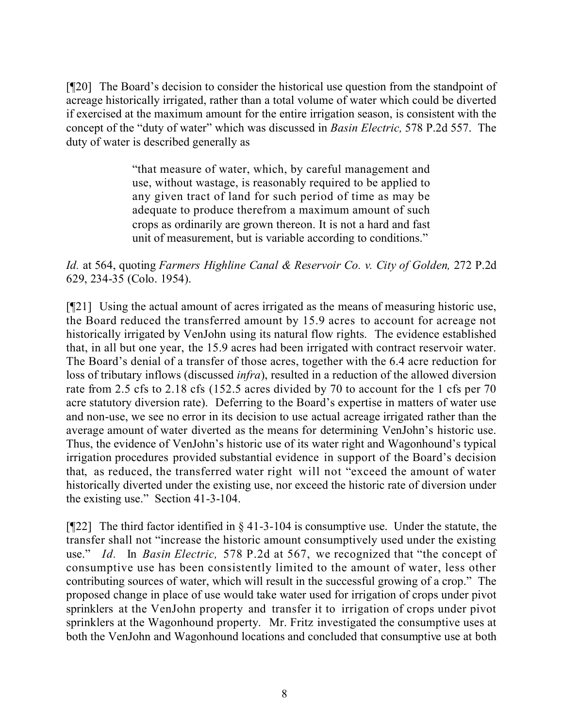[¶20] The Board's decision to consider the historical use question from the standpoint of acreage historically irrigated, rather than a total volume of water which could be diverted if exercised at the maximum amount for the entire irrigation season, is consistent with the concept of the "duty of water" which was discussed in *Basin Electric,* 578 P.2d 557. The duty of water is described generally as

> "that measure of water, which, by careful management and use, without wastage, is reasonably required to be applied to any given tract of land for such period of time as may be adequate to produce therefrom a maximum amount of such crops as ordinarily are grown thereon. It is not a hard and fast unit of measurement, but is variable according to conditions."

*Id.* at 564, quoting *Farmers Highline Canal & Reservoir Co. v. City of Golden,* 272 P.2d 629, 234-35 (Colo. 1954).

[¶21] Using the actual amount of acres irrigated as the means of measuring historic use, the Board reduced the transferred amount by 15.9 acres to account for acreage not historically irrigated by VenJohn using its natural flow rights. The evidence established that, in all but one year, the 15.9 acres had been irrigated with contract reservoir water. The Board's denial of a transfer of those acres, together with the 6.4 acre reduction for loss of tributary inflows (discussed *infra*), resulted in a reduction of the allowed diversion rate from 2.5 cfs to 2.18 cfs (152.5 acres divided by 70 to account for the 1 cfs per 70 acre statutory diversion rate). Deferring to the Board's expertise in matters of water use and non-use, we see no error in its decision to use actual acreage irrigated rather than the average amount of water diverted as the means for determining VenJohn's historic use. Thus, the evidence of VenJohn's historic use of its water right and Wagonhound's typical irrigation procedures provided substantial evidence in support of the Board's decision that, as reduced, the transferred water right will not "exceed the amount of water historically diverted under the existing use, nor exceed the historic rate of diversion under the existing use." Section 41-3-104.

[¶22] The third factor identified in § 41-3-104 is consumptive use. Under the statute, the transfer shall not "increase the historic amount consumptively used under the existing use." *Id.* In *Basin Electric,* 578 P.2d at 567, we recognized that "the concept of consumptive use has been consistently limited to the amount of water, less other contributing sources of water, which will result in the successful growing of a crop." The proposed change in place of use would take water used for irrigation of crops under pivot sprinklers at the VenJohn property and transfer it to irrigation of crops under pivot sprinklers at the Wagonhound property. Mr. Fritz investigated the consumptive uses at both the VenJohn and Wagonhound locations and concluded that consumptive use at both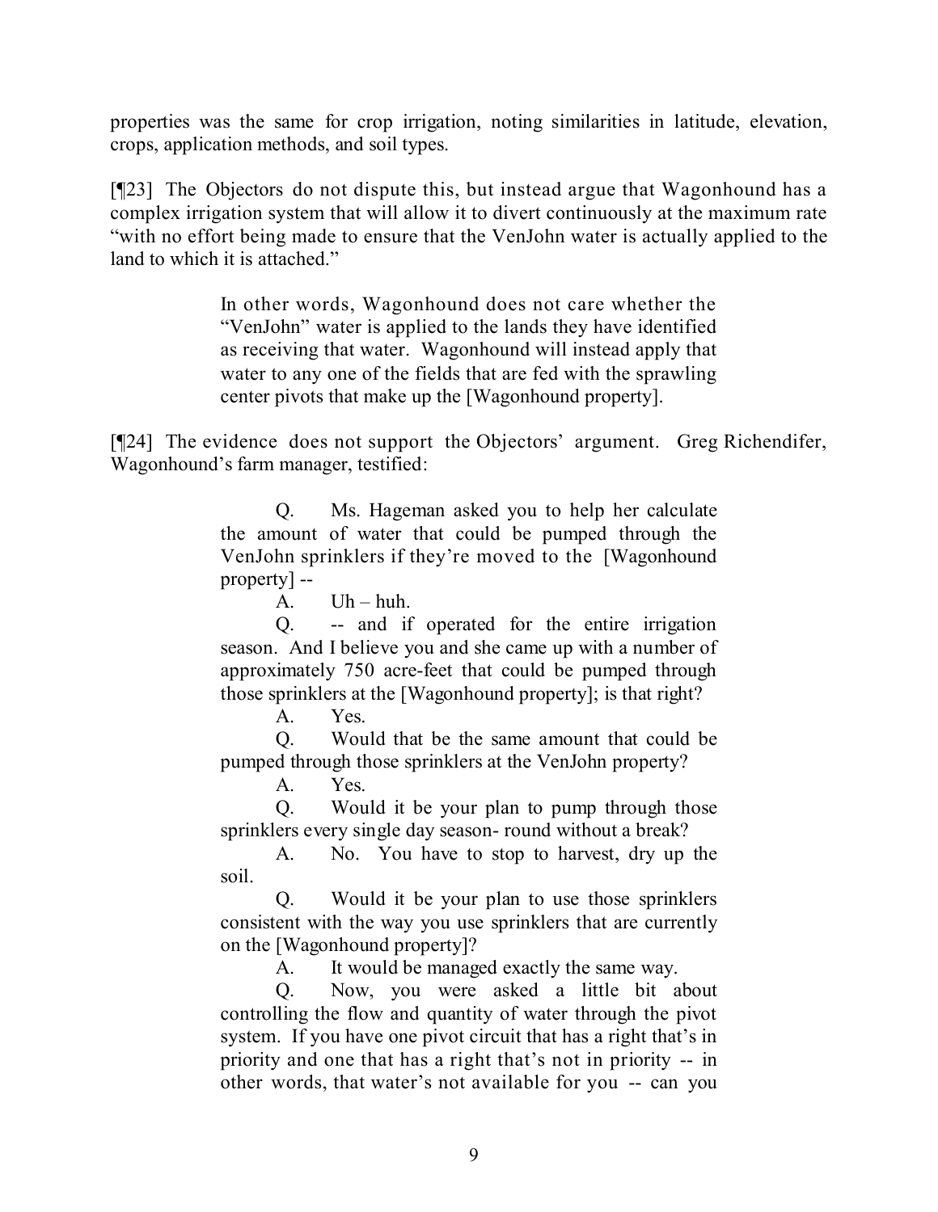properties was the same for crop irrigation, noting similarities in latitude, elevation, crops, application methods, and soil types.

[¶23] The Objectors do not dispute this, but instead argue that Wagonhound has a complex irrigation system that will allow it to divert continuously at the maximum rate "with no effort being made to ensure that the VenJohn water is actually applied to the land to which it is attached."

> In other words, Wagonhound does not care whether the "VenJohn" water is applied to the lands they have identified as receiving that water. Wagonhound will instead apply that water to any one of the fields that are fed with the sprawling center pivots that make up the [Wagonhound property].

[¶24] The evidence does not support the Objectors' argument. Greg Richendifer, Wagonhound's farm manager, testified:

> Q. Ms. Hageman asked you to help her calculate the amount of water that could be pumped through the VenJohn sprinklers if they're moved to the [Wagonhound property] --
>
> A. Uh – huh.
>
> Q. -- and if operated for the entire irrigation season. And I believe you and she came up with a number of approximately 750 acre-feet that could be pumped through those sprinklers at the [Wagonhound property]; is that right?
>
> A. Yes.
>
> Q. Would that be the same amount that could be pumped through those sprinklers at the VenJohn property?
>
> A. Yes.
>
> Q. Would it be your plan to pump through those sprinklers every single day season- round without a break?
>
> A. No. You have to stop to harvest, dry up the soil.
>
> Q. Would it be your plan to use those sprinklers consistent with the way you use sprinklers that are currently on the [Wagonhound property]?
>
> A. It would be managed exactly the same way.
>
> Q. Now, you were asked a little bit about controlling the flow and quantity of water through the pivot system. If you have one pivot circuit that has a right that's in priority and one that has a right that's not in priority -- in other words, that water's not available for you -- can you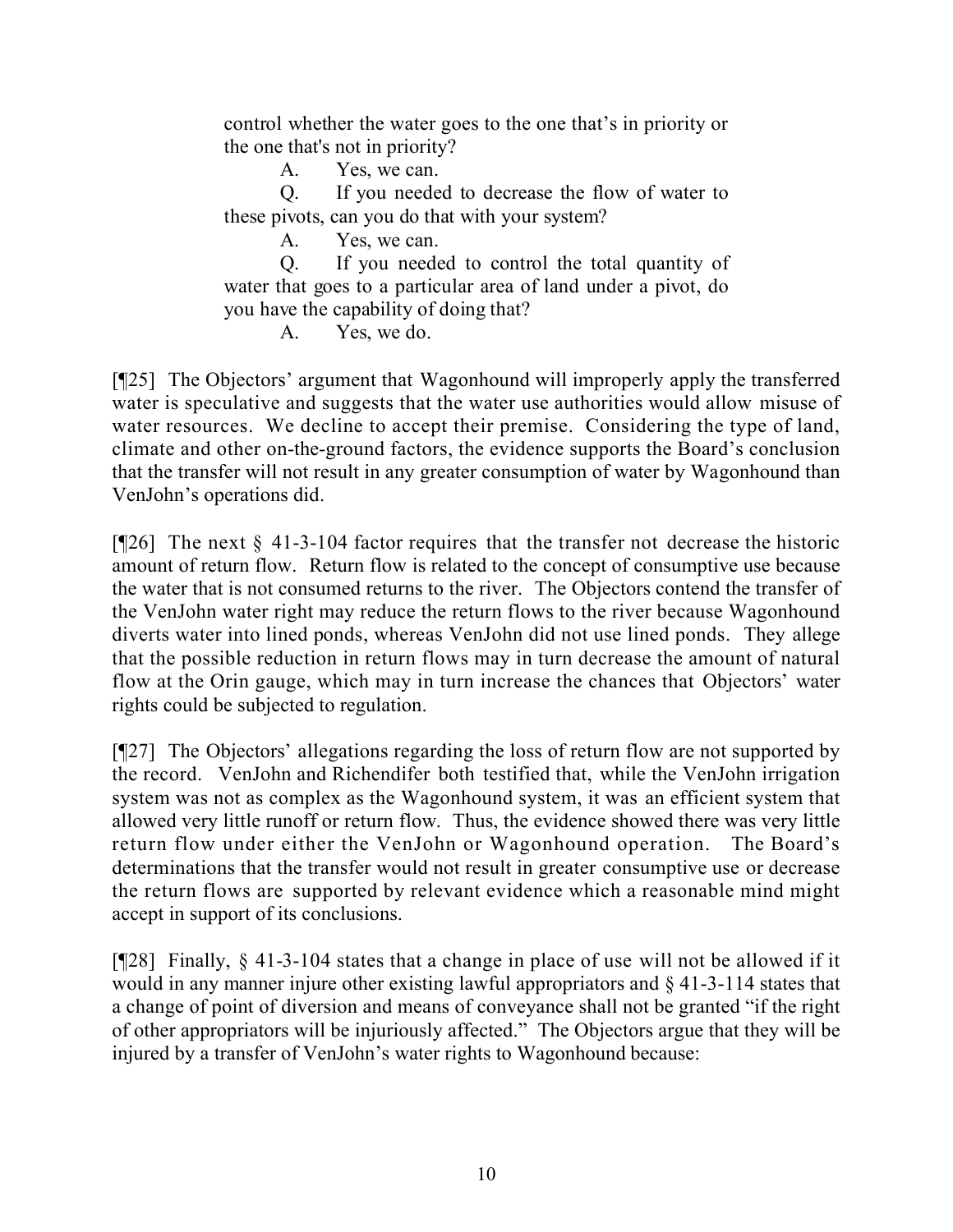control whether the water goes to the one that's in priority or the one that's not in priority?

A. Yes, we can.

Q. If you needed to decrease the flow of water to these pivots, can you do that with your system?

A. Yes, we can.

Q. If you needed to control the total quantity of water that goes to a particular area of land under a pivot, do you have the capability of doing that?

A. Yes, we do.

[¶25] The Objectors' argument that Wagonhound will improperly apply the transferred water is speculative and suggests that the water use authorities would allow misuse of water resources. We decline to accept their premise. Considering the type of land, climate and other on-the-ground factors, the evidence supports the Board's conclusion that the transfer will not result in any greater consumption of water by Wagonhound than VenJohn's operations did.

[¶26] The next § 41-3-104 factor requires that the transfer not decrease the historic amount of return flow. Return flow is related to the concept of consumptive use because the water that is not consumed returns to the river. The Objectors contend the transfer of the VenJohn water right may reduce the return flows to the river because Wagonhound diverts water into lined ponds, whereas VenJohn did not use lined ponds. They allege that the possible reduction in return flows may in turn decrease the amount of natural flow at the Orin gauge, which may in turn increase the chances that Objectors' water rights could be subjected to regulation.

[¶27] The Objectors' allegations regarding the loss of return flow are not supported by the record. VenJohn and Richendifer both testified that, while the VenJohn irrigation system was not as complex as the Wagonhound system, it was an efficient system that allowed very little runoff or return flow. Thus, the evidence showed there was very little return flow under either the VenJohn or Wagonhound operation. The Board's determinations that the transfer would not result in greater consumptive use or decrease the return flows are supported by relevant evidence which a reasonable mind might accept in support of its conclusions.

[¶28] Finally, § 41-3-104 states that a change in place of use will not be allowed if it would in any manner injure other existing lawful appropriators and § 41-3-114 states that a change of point of diversion and means of conveyance shall not be granted "if the right of other appropriators will be injuriously affected." The Objectors argue that they will be injured by a transfer of VenJohn's water rights to Wagonhound because: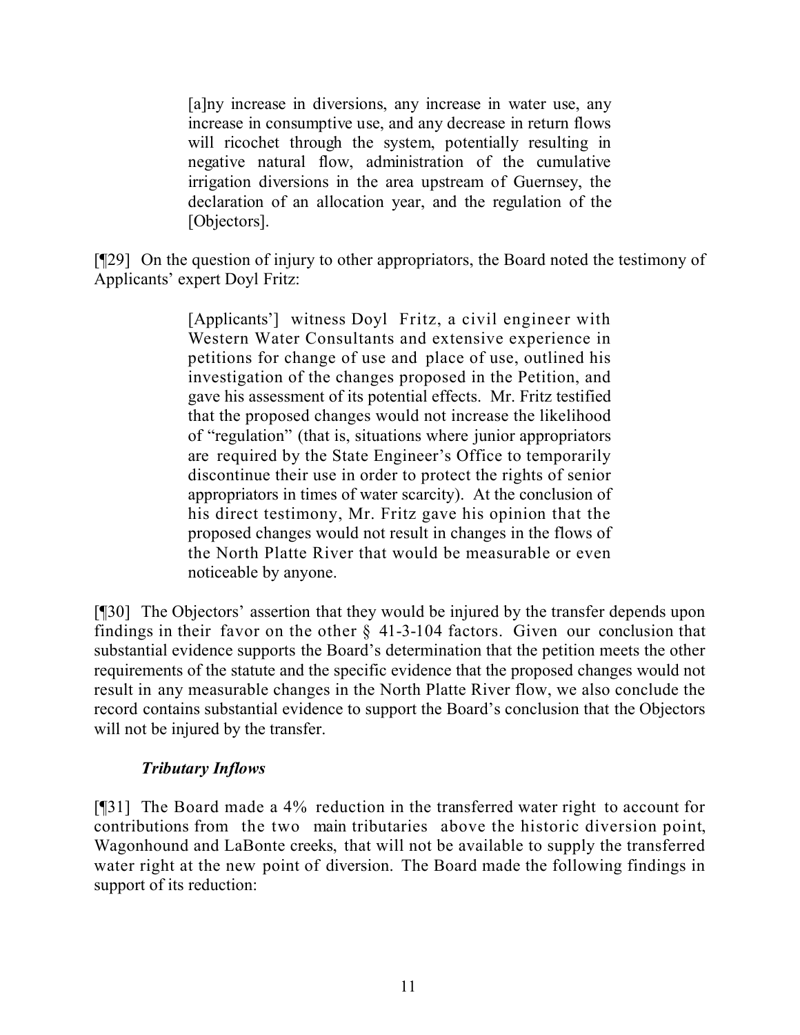> [a]ny increase in diversions, any increase in water use, any increase in consumptive use, and any decrease in return flows will ricochet through the system, potentially resulting in negative natural flow, administration of the cumulative irrigation diversions in the area upstream of Guernsey, the declaration of an allocation year, and the regulation of the [Objectors].

[¶29] On the question of injury to other appropriators, the Board noted the testimony of Applicants' expert Doyl Fritz:

> [Applicants'] witness Doyl Fritz, a civil engineer with Western Water Consultants and extensive experience in petitions for change of use and place of use, outlined his investigation of the changes proposed in the Petition, and gave his assessment of its potential effects. Mr. Fritz testified that the proposed changes would not increase the likelihood of "regulation" (that is, situations where junior appropriators are required by the State Engineer's Office to temporarily discontinue their use in order to protect the rights of senior appropriators in times of water scarcity). At the conclusion of his direct testimony, Mr. Fritz gave his opinion that the proposed changes would not result in changes in the flows of the North Platte River that would be measurable or even noticeable by anyone.

[¶30] The Objectors' assertion that they would be injured by the transfer depends upon findings in their favor on the other § 41-3-104 factors. Given our conclusion that substantial evidence supports the Board's determination that the petition meets the other requirements of the statute and the specific evidence that the proposed changes would not result in any measurable changes in the North Platte River flow, we also conclude the record contains substantial evidence to support the Board's conclusion that the Objectors will not be injured by the transfer.

### *Tributary Inflows*

[¶31] The Board made a 4% reduction in the transferred water right to account for contributions from the two main tributaries above the historic diversion point, Wagonhound and LaBonte creeks, that will not be available to supply the transferred water right at the new point of diversion. The Board made the following findings in support of its reduction: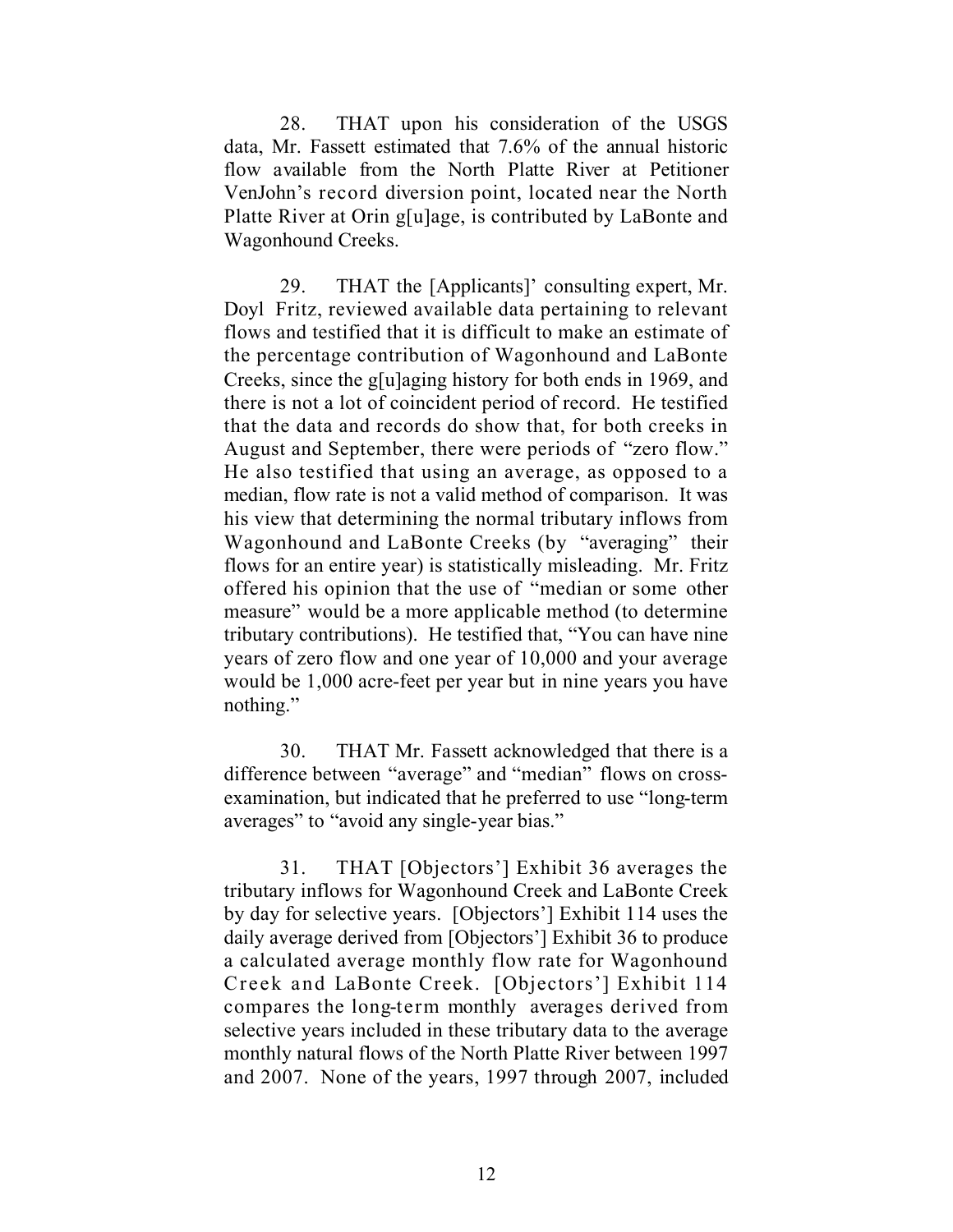28. THAT upon his consideration of the USGS data, Mr. Fassett estimated that 7.6% of the annual historic flow available from the North Platte River at Petitioner VenJohn's record diversion point, located near the North Platte River at Orin g[u]age, is contributed by LaBonte and Wagonhound Creeks.

29. THAT the [Applicants]' consulting expert, Mr. Doyl Fritz, reviewed available data pertaining to relevant flows and testified that it is difficult to make an estimate of the percentage contribution of Wagonhound and LaBonte Creeks, since the g[u]aging history for both ends in 1969, and there is not a lot of coincident period of record. He testified that the data and records do show that, for both creeks in August and September, there were periods of "zero flow." He also testified that using an average, as opposed to a median, flow rate is not a valid method of comparison. It was his view that determining the normal tributary inflows from Wagonhound and LaBonte Creeks (by "averaging" their flows for an entire year) is statistically misleading. Mr. Fritz offered his opinion that the use of "median or some other measure" would be a more applicable method (to determine tributary contributions). He testified that, "You can have nine years of zero flow and one year of 10,000 and your average would be 1,000 acre-feet per year but in nine years you have nothing."

30. THAT Mr. Fassett acknowledged that there is a difference between "average" and "median" flows on cross-examination, but indicated that he preferred to use "long-term averages" to "avoid any single-year bias."

31. THAT [Objectors'] Exhibit 36 averages the tributary inflows for Wagonhound Creek and LaBonte Creek by day for selective years. [Objectors'] Exhibit 114 uses the daily average derived from [Objectors'] Exhibit 36 to produce a calculated average monthly flow rate for Wagonhound Creek and LaBonte Creek. [Objectors'] Exhibit 114 compares the long-term monthly averages derived from selective years included in these tributary data to the average monthly natural flows of the North Platte River between 1997 and 2007. None of the years, 1997 through 2007, included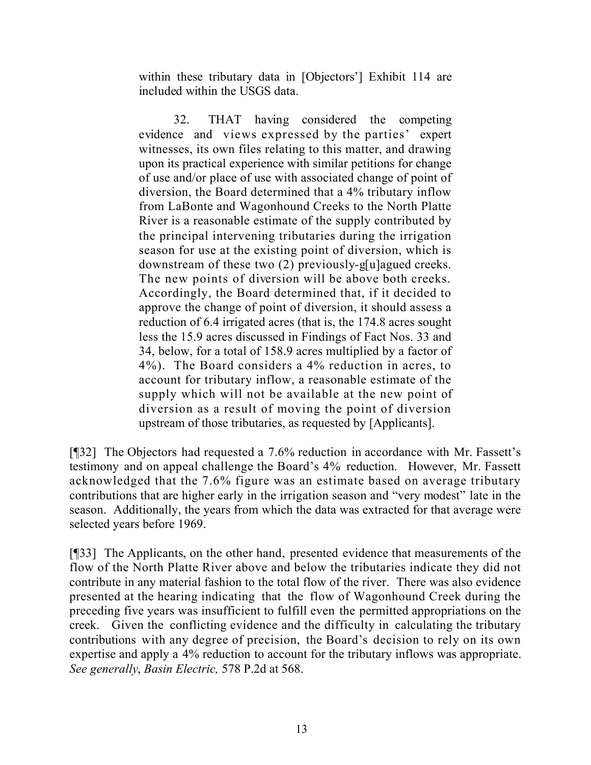> within these tributary data in [Objectors'] Exhibit 114 are included within the USGS data.
>
> 32. THAT having considered the competing evidence and views expressed by the parties' expert witnesses, its own files relating to this matter, and drawing upon its practical experience with similar petitions for change of use and/or place of use with associated change of point of diversion, the Board determined that a 4% tributary inflow from LaBonte and Wagonhound Creeks to the North Platte River is a reasonable estimate of the supply contributed by the principal intervening tributaries during the irrigation season for use at the existing point of diversion, which is downstream of these two (2) previously-g[u]agued creeks. The new points of diversion will be above both creeks. Accordingly, the Board determined that, if it decided to approve the change of point of diversion, it should assess a reduction of 6.4 irrigated acres (that is, the 174.8 acres sought less the 15.9 acres discussed in Findings of Fact Nos. 33 and 34, below, for a total of 158.9 acres multiplied by a factor of 4%). The Board considers a 4% reduction in acres, to account for tributary inflow, a reasonable estimate of the supply which will not be available at the new point of diversion as a result of moving the point of diversion upstream of those tributaries, as requested by [Applicants].

[¶32] The Objectors had requested a 7.6% reduction in accordance with Mr. Fassett's testimony and on appeal challenge the Board's 4% reduction. However, Mr. Fassett acknowledged that the 7.6% figure was an estimate based on average tributary contributions that are higher early in the irrigation season and "very modest" late in the season. Additionally, the years from which the data was extracted for that average were selected years before 1969.

[¶33] The Applicants, on the other hand, presented evidence that measurements of the flow of the North Platte River above and below the tributaries indicate they did not contribute in any material fashion to the total flow of the river. There was also evidence presented at the hearing indicating that the flow of Wagonhound Creek during the preceding five years was insufficient to fulfill even the permitted appropriations on the creek. Given the conflicting evidence and the difficulty in calculating the tributary contributions with any degree of precision, the Board's decision to rely on its own expertise and apply a 4% reduction to account for the tributary inflows was appropriate. *See generally*, *Basin Electric,* 578 P.2d at 568.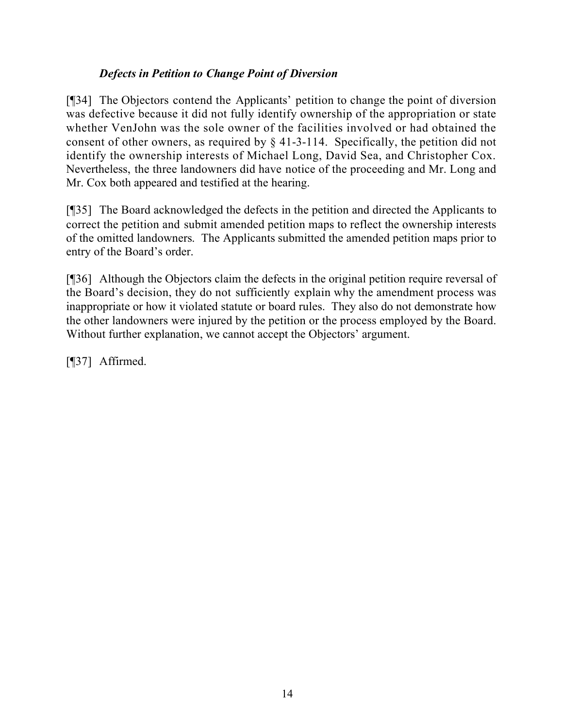### *Defects in Petition to Change Point of Diversion*

[¶34] The Objectors contend the Applicants' petition to change the point of diversion was defective because it did not fully identify ownership of the appropriation or state whether VenJohn was the sole owner of the facilities involved or had obtained the consent of other owners, as required by § 41-3-114. Specifically, the petition did not identify the ownership interests of Michael Long, David Sea, and Christopher Cox. Nevertheless, the three landowners did have notice of the proceeding and Mr. Long and Mr. Cox both appeared and testified at the hearing.

[¶35] The Board acknowledged the defects in the petition and directed the Applicants to correct the petition and submit amended petition maps to reflect the ownership interests of the omitted landowners. The Applicants submitted the amended petition maps prior to entry of the Board's order.

[¶36] Although the Objectors claim the defects in the original petition require reversal of the Board's decision, they do not sufficiently explain why the amendment process was inappropriate or how it violated statute or board rules. They also do not demonstrate how the other landowners were injured by the petition or the process employed by the Board. Without further explanation, we cannot accept the Objectors' argument.

[¶37] Affirmed.